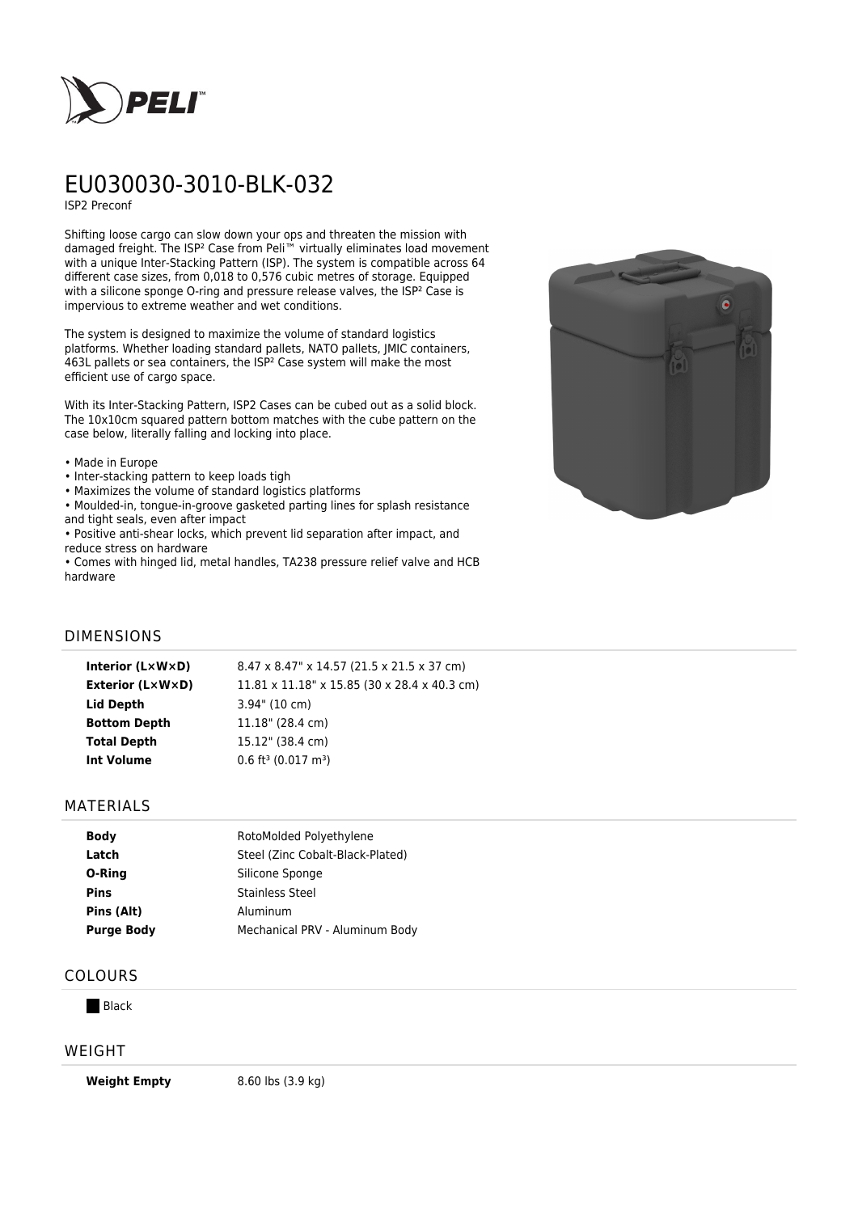# EU030030-3010-BLK-032

ISP2 Preconf

Shifting loose cargo can slow down your ops and threaten the mission with damaged freight. The ISP² Case from Peli™ virtually eliminates load movement with a unique Inter-Stacking Pattern (ISP). The system is compatible across 64 different case sizes, from 0,018 to 0,576 cubic metres of storage. Equipped with a silicone sponge O-ring and pressure release valves, the ISP² Case is impervious to extreme weather and wet conditions.

The system is designed to maximize the volume of standard logistics platforms. Whether loading standard pallets, NATO pallets, JMIC containers, 463L pallets or sea containers, the ISP² Case system will make the most efficient use of cargo space.

With its Inter-Stacking Pattern, ISP2 Cases can be cubed out as a solid block. The 10x10cm squared pattern bottom matches with the cube pattern on the case below, literally falling and locking into place.

- Made in Europe
- Inter-stacking pattern to keep loads tigh
- Maximizes the volume of standard logistics platforms
- Moulded-in, tongue-in-groove gasketed parting lines for splash resistance and tight seals, even after impact
- Positive anti-shear locks, which prevent lid separation after impact, and reduce stress on hardware
- Comes with hinged lid, metal handles, TA238 pressure relief valve and HCB hardware

## DIMENSIONS

| | |
|---|---|
| **Interior (L×W×D)** | 8.47 x 8.47" x 14.57 (21.5 x 21.5 x 37 cm) |
| **Exterior (L×W×D)** | 11.81 x 11.18" x 15.85 (30 x 28.4 x 40.3 cm) |
| **Lid Depth** | 3.94" (10 cm) |
| **Bottom Depth** | 11.18" (28.4 cm) |
| **Total Depth** | 15.12" (38.4 cm) |
| **Int Volume** | 0.6 ft³ (0.017 m³) |

## MATERIALS

| | |
|---|---|
| **Body** | RotoMolded Polyethylene |
| **Latch** | Steel (Zinc Cobalt-Black-Plated) |
| **O-Ring** | Silicone Sponge |
| **Pins** | Stainless Steel |
| **Pins (Alt)** | Aluminum |
| **Purge Body** | Mechanical PRV - Aluminum Body |

## COLOURS

Black

## WEIGHT

| | |
|---|---|
| **Weight Empty** | 8.60 lbs (3.9 kg) |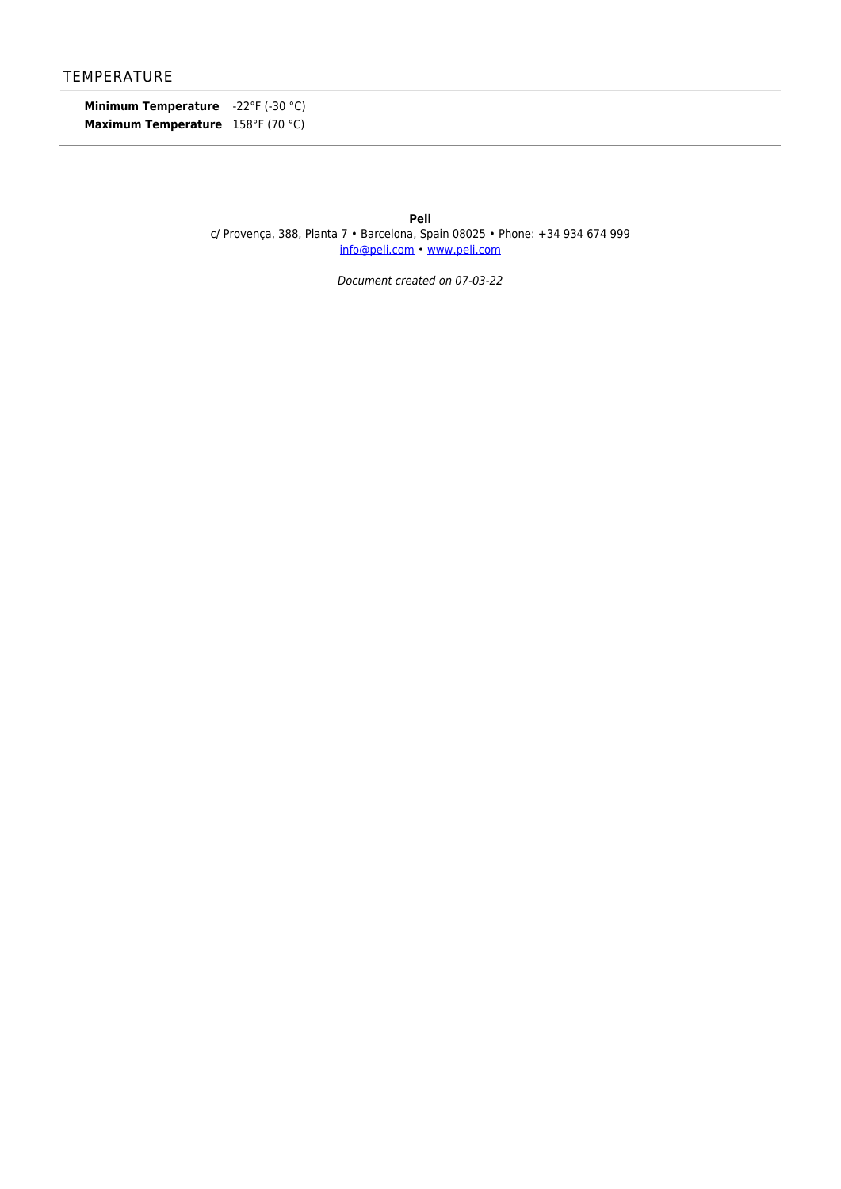## TEMPERATURE

| | |
|---|---|
| **Minimum Temperature** | -22°F (-30 °C) |
| **Maximum Temperature** | 158°F (70 °C) |

**Peli**
c/ Provença, 388, Planta 7 • Barcelona, Spain 08025 • Phone: +34 934 674 999
info@peli.com • www.peli.com

*Document created on 07-03-22*